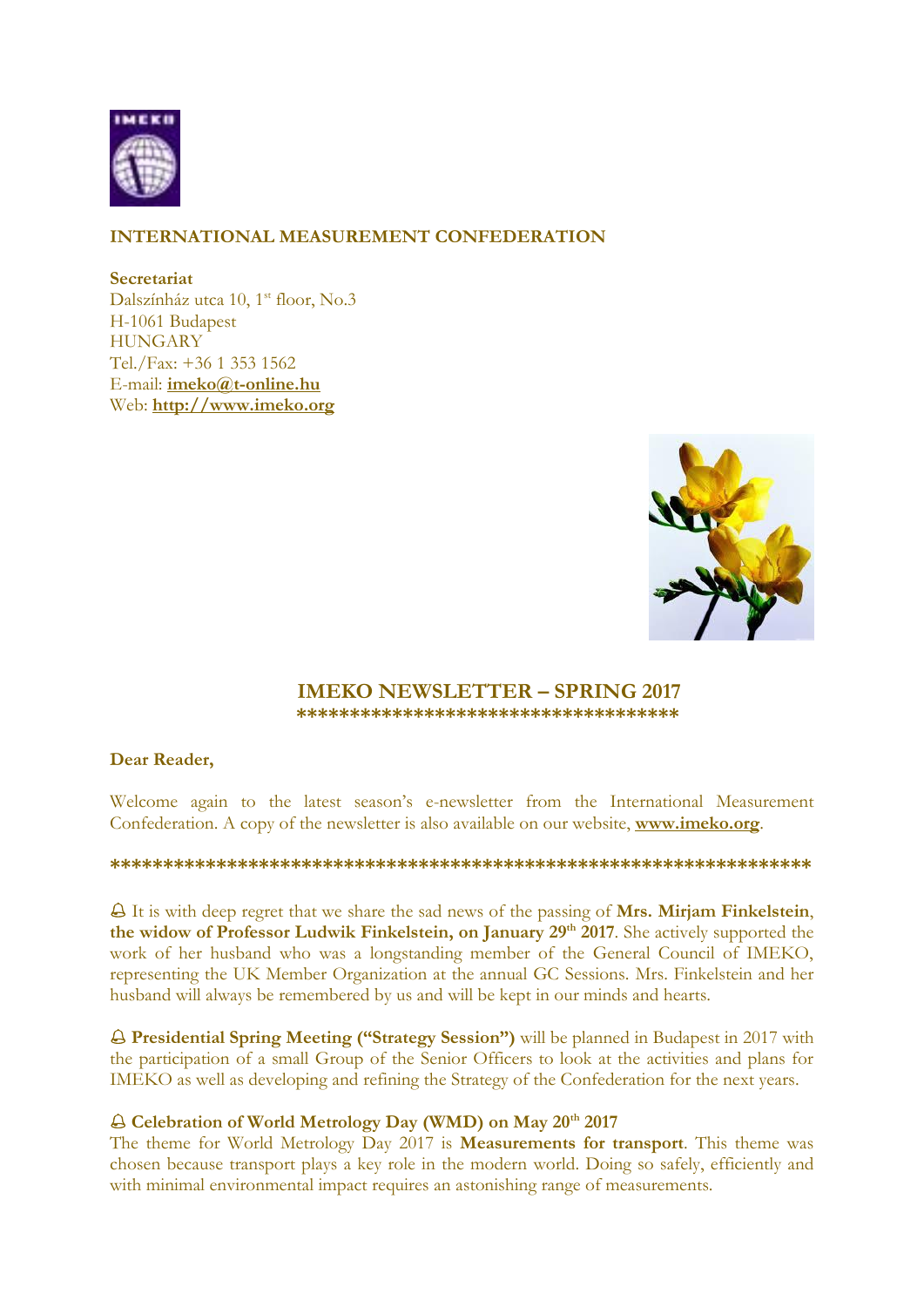**INTERNATIONAL MEASUREMENT CONFEDERATION**

**Secretariat**
Dalszínház utca 10, 1st floor, No.3
H-1061 Budapest
HUNGARY
Tel./Fax: +36 1 353 1562
E-mail: **imeko@t-online.hu**
Web: **http://www.imeko.org**

# IMEKO NEWSLETTER – SPRING 2017

\*\*\*\*\*\*\*\*\*\*\*\*\*\*\*\*\*\*\*\*\*\*\*\*\*\*\*\*\*\*\*\*\*\*\*\*

**Dear Reader,**

Welcome again to the latest season's e-newsletter from the International Measurement Confederation. A copy of the newsletter is also available on our website, **www.imeko.org**.

\*\*\*\*\*\*\*\*\*\*\*\*\*\*\*\*\*\*\*\*\*\*\*\*\*\*\*\*\*\*\*\*\*\*\*\*\*\*\*\*\*\*\*\*\*\*\*\*\*\*\*\*\*\*\*\*\*\*\*\*\*\*\*\*\*\*\*\*

🔔 It is with deep regret that we share the sad news of the passing of **Mrs. Mirjam Finkelstein**, **the widow of Professor Ludwik Finkelstein, on January 29th 2017**. She actively supported the work of her husband who was a longstanding member of the General Council of IMEKO, representing the UK Member Organization at the annual GC Sessions. Mrs. Finkelstein and her husband will always be remembered by us and will be kept in our minds and hearts.

🔔 **Presidential Spring Meeting ("Strategy Session")** will be planned in Budapest in 2017 with the participation of a small Group of the Senior Officers to look at the activities and plans for IMEKO as well as developing and refining the Strategy of the Confederation for the next years.

🔔 **Celebration of World Metrology Day (WMD) on May 20th 2017**

The theme for World Metrology Day 2017 is **Measurements for transport**. This theme was chosen because transport plays a key role in the modern world. Doing so safely, efficiently and with minimal environmental impact requires an astonishing range of measurements.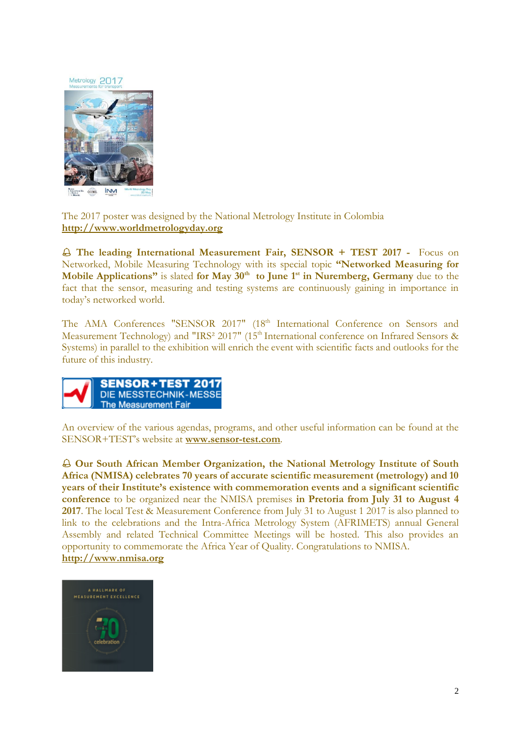The 2017 poster was designed by the National Metrology Institute in Colombia
**http://www.worldmetrologyday.org**

🔔 **The leading International Measurement Fair, SENSOR + TEST 2017 -** Focus on Networked, Mobile Measuring Technology with its special topic **"Networked Measuring for Mobile Applications"** is slated **for May 30th to June 1st in Nuremberg, Germany** due to the fact that the sensor, measuring and testing systems are continuously gaining in importance in today's networked world.

The AMA Conferences "SENSOR 2017" (18th International Conference on Sensors and Measurement Technology) and "IRS² 2017" (15th International conference on Infrared Sensors & Systems) in parallel to the exhibition will enrich the event with scientific facts and outlooks for the future of this industry.

An overview of the various agendas, programs, and other useful information can be found at the SENSOR+TEST's website at **www.sensor-test.com**.

🔔 **Our South African Member Organization, the National Metrology Institute of South Africa (NMISA) celebrates 70 years of accurate scientific measurement (metrology) and 10 years of their Institute's existence with commemoration events and a significant scientific conference** to be organized near the NMISA premises **in Pretoria from July 31 to August 4 2017**. The local Test & Measurement Conference from July 31 to August 1 2017 is also planned to link to the celebrations and the Intra-Africa Metrology System (AFRIMETS) annual General Assembly and related Technical Committee Meetings will be hosted. This also provides an opportunity to commemorate the Africa Year of Quality. Congratulations to NMISA.
**http://www.nmisa.org**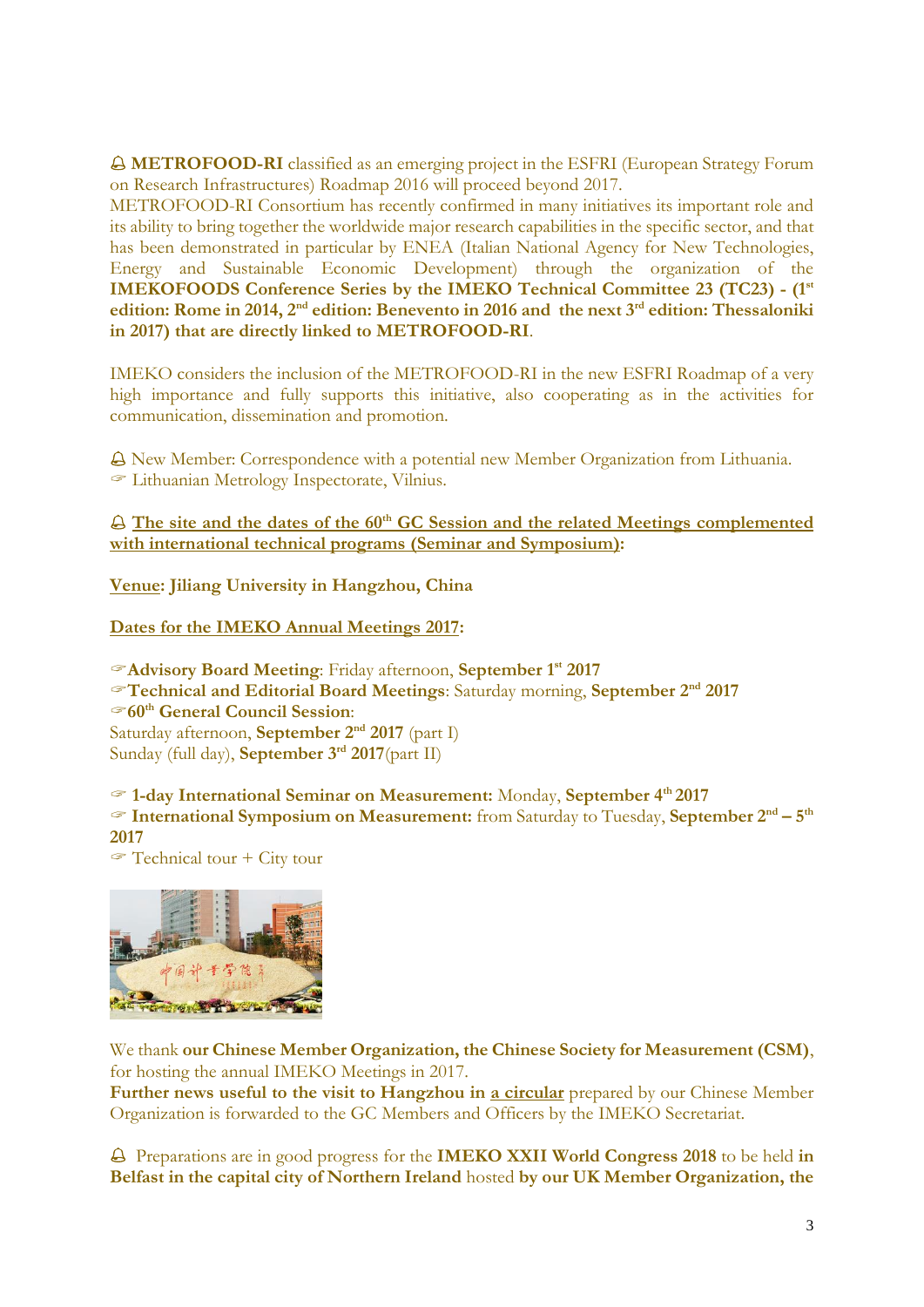🔔 **METROFOOD-RI** classified as an emerging project in the ESFRI (European Strategy Forum on Research Infrastructures) Roadmap 2016 will proceed beyond 2017.
METROFOOD-RI Consortium has recently confirmed in many initiatives its important role and its ability to bring together the worldwide major research capabilities in the specific sector, and that has been demonstrated in particular by ENEA (Italian National Agency for New Technologies, Energy and Sustainable Economic Development) through the organization of the **IMEKOFOODS Conference Series by the IMEKO Technical Committee 23 (TC23) - (1st edition: Rome in 2014, 2nd edition: Benevento in 2016 and the next 3rd edition: Thessaloniki in 2017) that are directly linked to METROFOOD-RI**.

IMEKO considers the inclusion of the METROFOOD-RI in the new ESFRI Roadmap of a very high importance and fully supports this initiative, also cooperating as in the activities for communication, dissemination and promotion.

🔔 New Member: Correspondence with a potential new Member Organization from Lithuania.
☞ Lithuanian Metrology Inspectorate, Vilnius.

🔔 **The site and the dates of the 60th GC Session and the related Meetings complemented with international technical programs (Seminar and Symposium):**

**Venue: Jiliang University in Hangzhou, China**

**Dates for the IMEKO Annual Meetings 2017:**

☞**Advisory Board Meeting**: Friday afternoon, **September 1st 2017**
☞**Technical and Editorial Board Meetings**: Saturday morning, **September 2nd 2017**
☞**60th General Council Session**:
Saturday afternoon, **September 2nd 2017** (part I)
Sunday (full day), **September 3rd 2017**(part II)

☞ **1-day International Seminar on Measurement:** Monday, **September 4th 2017**
☞ **International Symposium on Measurement:** from Saturday to Tuesday, **September 2nd – 5th 2017**
☞ Technical tour + City tour

We thank **our Chinese Member Organization, the Chinese Society for Measurement (CSM)**, for hosting the annual IMEKO Meetings in 2017.
**Further news useful to the visit to Hangzhou in a circular** prepared by our Chinese Member Organization is forwarded to the GC Members and Officers by the IMEKO Secretariat.

🔔 Preparations are in good progress for the **IMEKO XXII World Congress 2018** to be held **in Belfast in the capital city of Northern Ireland** hosted **by our UK Member Organization, the**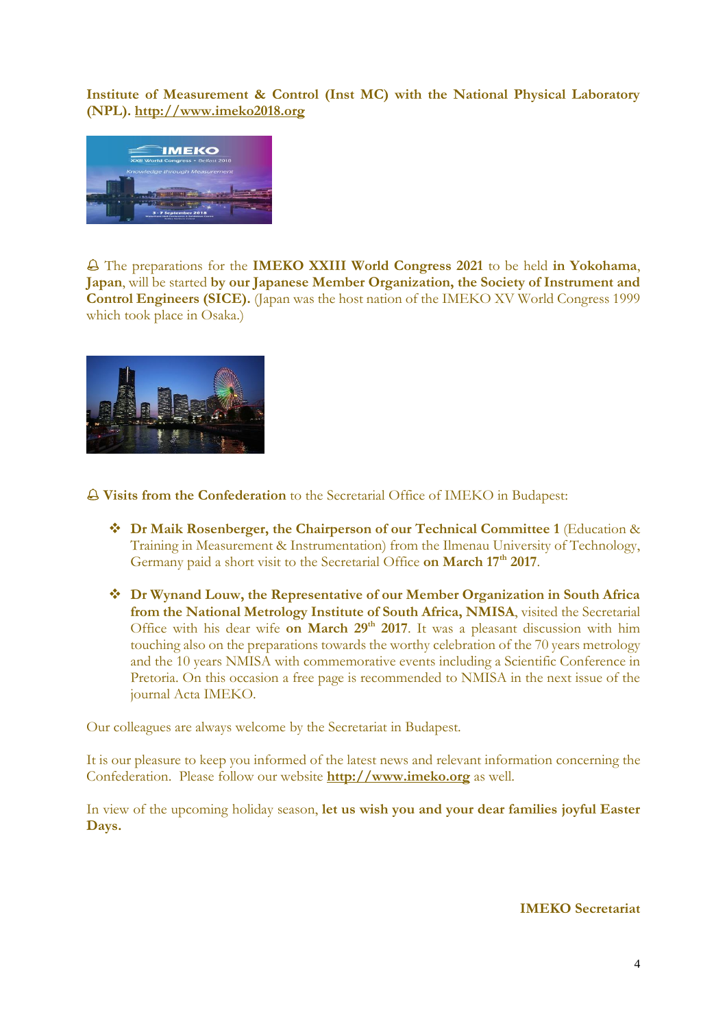**Institute of Measurement & Control (Inst MC) with the National Physical Laboratory (NPL). http://www.imeko2018.org**

🔔 The preparations for the **IMEKO XXIII World Congress 2021** to be held **in Yokohama, Japan**, will be started **by our Japanese Member Organization, the Society of Instrument and Control Engineers (SICE).** (Japan was the host nation of the IMEKO XV World Congress 1999 which took place in Osaka.)

🔔 **Visits from the Confederation** to the Secretarial Office of IMEKO in Budapest:

- **Dr Maik Rosenberger, the Chairperson of our Technical Committee 1** (Education & Training in Measurement & Instrumentation) from the Ilmenau University of Technology, Germany paid a short visit to the Secretarial Office **on March 17th 2017**.

- **Dr Wynand Louw, the Representative of our Member Organization in South Africa from the National Metrology Institute of South Africa, NMISA**, visited the Secretarial Office with his dear wife **on March 29th 2017**. It was a pleasant discussion with him touching also on the preparations towards the worthy celebration of the 70 years metrology and the 10 years NMISA with commemorative events including a Scientific Conference in Pretoria. On this occasion a free page is recommended to NMISA in the next issue of the journal Acta IMEKO.

Our colleagues are always welcome by the Secretariat in Budapest.

It is our pleasure to keep you informed of the latest news and relevant information concerning the Confederation. Please follow our website **http://www.imeko.org** as well.

In view of the upcoming holiday season, **let us wish you and your dear families joyful Easter Days.**

**IMEKO Secretariat**